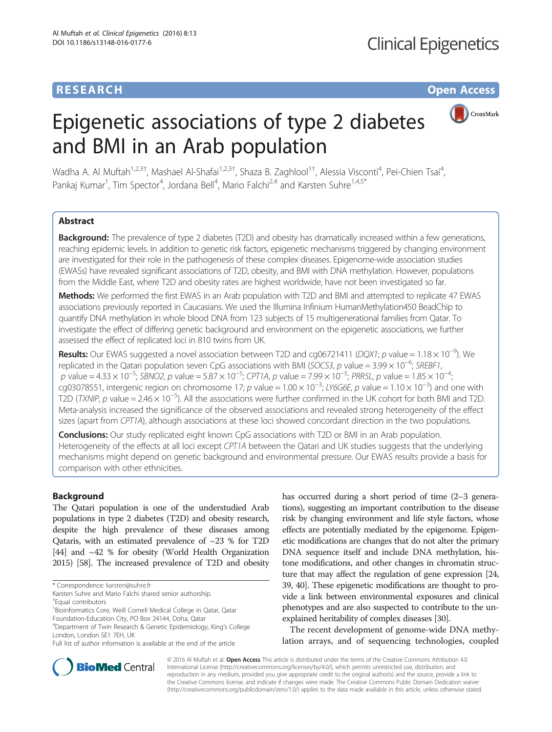# Epigenetic associations of type 2 diabetes and BMI in an Arab population

**RESEARCH** **Open Access**

Wadha A. Al Muftah[1,2,3†], Mashael Al-Shafai[1,2,3†], Shaza B. Zaghlool[1†], Alessia Visconti[4], Pei-Chien Tsai[4], Pankaj Kumar[1], Tim Spector[4], Jordana Bell[4], Mario Falchi[2,4] and Karsten Suhre[1,4,5*]

## Abstract

**Background:** The prevalence of type 2 diabetes (T2D) and obesity has dramatically increased within a few generations, reaching epidemic levels. In addition to genetic risk factors, epigenetic mechanisms triggered by changing environment are investigated for their role in the pathogenesis of these complex diseases. Epigenome-wide association studies (EWASs) have revealed significant associations of T2D, obesity, and BMI with DNA methylation. However, populations from the Middle East, where T2D and obesity rates are highest worldwide, have not been investigated so far.

**Methods:** We performed the first EWAS in an Arab population with T2D and BMI and attempted to replicate 47 EWAS associations previously reported in Caucasians. We used the Illumina Infinium HumanMethylation450 BeadChip to quantify DNA methylation in whole blood DNA from 123 subjects of 15 multigenerational families from Qatar. To investigate the effect of differing genetic background and environment on the epigenetic associations, we further assessed the effect of replicated loci in 810 twins from UK.

**Results:** Our EWAS suggested a novel association between T2D and cg06721411 (*DQX1*; $p$ value $= 1.18 \times 10^{-9}$). We replicated in the Qatari population seven CpG associations with BMI (*SOCS3*, $p$ value $= 3.99 \times 10^{-6}$; *SREBF1*, $p$ value $= 4.33 \times 10^{-5}$; *SBNO2*, $p$ value $= 5.87 \times 10^{-5}$; *CPT1A*, $p$ value $= 7.99 \times 10^{-5}$; *PRR5L*, $p$ value $= 1.85 \times 10^{-4}$; cg03078551, intergenic region on chromosome 17; $p$ value $= 1.00 \times 10^{-3}$; *LY6G6E*, $p$ value $= 1.10 \times 10^{-3}$) and one with T2D (*TXNIP*, $p$ value $= 2.46 \times 10^{-5}$). All the associations were further confirmed in the UK cohort for both BMI and T2D. Meta-analysis increased the significance of the observed associations and revealed strong heterogeneity of the effect sizes (apart from *CPT1A*), although associations at these loci showed concordant direction in the two populations.

**Conclusions:** Our study replicated eight known CpG associations with T2D or BMI in an Arab population. Heterogeneity of the effects at all loci except *CPT1A* between the Qatari and UK studies suggests that the underlying mechanisms might depend on genetic background and environmental pressure. Our EWAS results provide a basis for comparison with other ethnicities.

## Background

The Qatari population is one of the understudied Arab populations in type 2 diabetes (T2D) and obesity research, despite the high prevalence of these diseases among Qataris, with an estimated prevalence of ~23 % for T2D [44] and ~42 % for obesity (World Health Organization 2015) [58]. The increased prevalence of T2D and obesity has occurred during a short period of time (2–3 generations), suggesting an important contribution to the disease risk by changing environment and life style factors, whose effects are potentially mediated by the epigenome. Epigenetic modifications are changes that do not alter the primary DNA sequence itself and include DNA methylation, histone modifications, and other changes in chromatin structure that may affect the regulation of gene expression [24, 39, 40]. These epigenetic modifications are thought to provide a link between environmental exposures and clinical phenotypes and are also suspected to contribute to the unexplained heritability of complex diseases [30].

The recent development of genome-wide DNA methylation arrays, and of sequencing technologies, coupled

\* Correspondence: karsten@suhre.fr
Karsten Suhre and Mario Falchi shared senior authorship.
†Equal contributors
[1]Bioinformatics Core, Weill Cornell Medical College in Qatar, Qatar Foundation-Education City, PO Box 24144, Doha, Qatar
[4]Department of Twin Research & Genetic Epidemiology, King's College London, London SE1 7EH, UK
Full list of author information is available at the end of the article

© 2016 Al Muftah et al. **Open Access** This article is distributed under the terms of the Creative Commons Attribution 4.0 International License (http://creativecommons.org/licenses/by/4.0/), which permits unrestricted use, distribution, and reproduction in any medium, provided you give appropriate credit to the original author(s) and the source, provide a link to the Creative Commons license, and indicate if changes were made. The Creative Commons Public Domain Dedication waiver (http://creativecommons.org/publicdomain/zero/1.0/) applies to the data made available in this article, unless otherwise stated.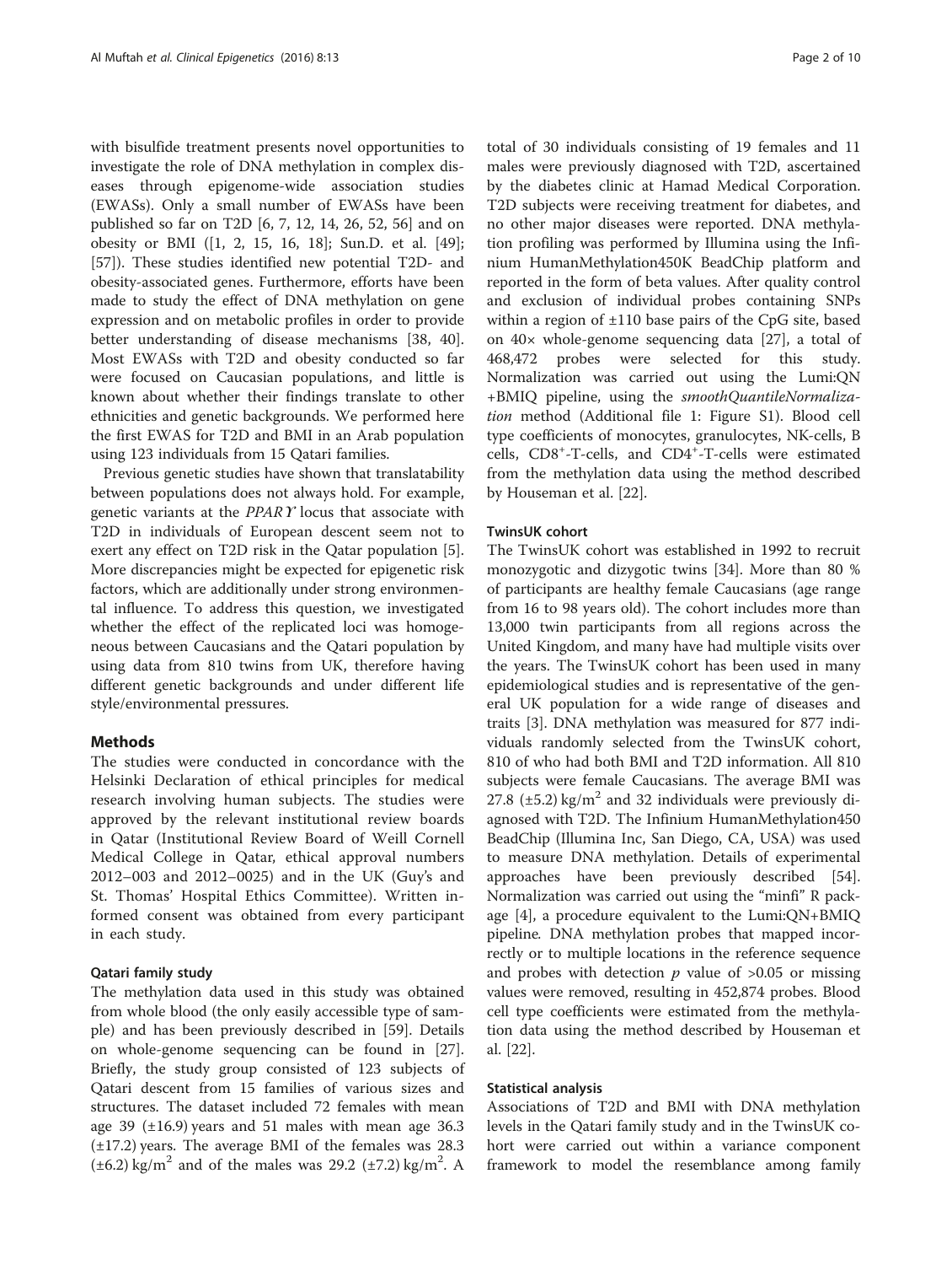with bisulfide treatment presents novel opportunities to investigate the role of DNA methylation in complex diseases through epigenome-wide association studies (EWASs). Only a small number of EWASs have been published so far on T2D [6, 7, 12, 14, 26, 52, 56] and on obesity or BMI ([1, 2, 15, 16, 18]; Sun.D. et al. [49]; [57]). These studies identified new potential T2D- and obesity-associated genes. Furthermore, efforts have been made to study the effect of DNA methylation on gene expression and on metabolic profiles in order to provide better understanding of disease mechanisms [38, 40]. Most EWASs with T2D and obesity conducted so far were focused on Caucasian populations, and little is known about whether their findings translate to other ethnicities and genetic backgrounds. We performed here the first EWAS for T2D and BMI in an Arab population using 123 individuals from 15 Qatari families.

Previous genetic studies have shown that translatability between populations does not always hold. For example, genetic variants at the *PPARϒ* locus that associate with T2D in individuals of European descent seem not to exert any effect on T2D risk in the Qatar population [5]. More discrepancies might be expected for epigenetic risk factors, which are additionally under strong environmental influence. To address this question, we investigated whether the effect of the replicated loci was homogeneous between Caucasians and the Qatari population by using data from 810 twins from UK, therefore having different genetic backgrounds and under different life style/environmental pressures.

## Methods

The studies were conducted in concordance with the Helsinki Declaration of ethical principles for medical research involving human subjects. The studies were approved by the relevant institutional review boards in Qatar (Institutional Review Board of Weill Cornell Medical College in Qatar, ethical approval numbers 2012–003 and 2012–0025) and in the UK (Guy's and St. Thomas' Hospital Ethics Committee). Written informed consent was obtained from every participant in each study.

### Qatari family study

The methylation data used in this study was obtained from whole blood (the only easily accessible type of sample) and has been previously described in [59]. Details on whole-genome sequencing can be found in [27]. Briefly, the study group consisted of 123 subjects of Qatari descent from 15 families of various sizes and structures. The dataset included 72 females with mean age 39 (±16.9) years and 51 males with mean age 36.3 (±17.2) years. The average BMI of the females was 28.3 (±6.2) kg/m$^2$ and of the males was 29.2 (±7.2) kg/m$^2$. A total of 30 individuals consisting of 19 females and 11 males were previously diagnosed with T2D, ascertained by the diabetes clinic at Hamad Medical Corporation. T2D subjects were receiving treatment for diabetes, and no other major diseases were reported. DNA methylation profiling was performed by Illumina using the Infinium HumanMethylation450K BeadChip platform and reported in the form of beta values. After quality control and exclusion of individual probes containing SNPs within a region of ±110 base pairs of the CpG site, based on 40× whole-genome sequencing data [27], a total of 468,472 probes were selected for this study. Normalization was carried out using the Lumi:QN +BMIQ pipeline, using the *smoothQuantileNormalization* method (Additional file 1: Figure S1). Blood cell type coefficients of monocytes, granulocytes, NK-cells, B cells, CD8$^+$-T-cells, and CD4$^+$-T-cells were estimated from the methylation data using the method described by Houseman et al. [22].

### TwinsUK cohort

The TwinsUK cohort was established in 1992 to recruit monozygotic and dizygotic twins [34]. More than 80 % of participants are healthy female Caucasians (age range from 16 to 98 years old). The cohort includes more than 13,000 twin participants from all regions across the United Kingdom, and many have had multiple visits over the years. The TwinsUK cohort has been used in many epidemiological studies and is representative of the general UK population for a wide range of diseases and traits [3]. DNA methylation was measured for 877 individuals randomly selected from the TwinsUK cohort, 810 of who had both BMI and T2D information. All 810 subjects were female Caucasians. The average BMI was 27.8 (±5.2) kg/m$^2$ and 32 individuals were previously diagnosed with T2D. The Infinium HumanMethylation450 BeadChip (Illumina Inc, San Diego, CA, USA) was used to measure DNA methylation. Details of experimental approaches have been previously described [54]. Normalization was carried out using the "minfi" R package [4], a procedure equivalent to the Lumi:QN+BMIQ pipeline. DNA methylation probes that mapped incorrectly or to multiple locations in the reference sequence and probes with detection $p$ value of >0.05 or missing values were removed, resulting in 452,874 probes. Blood cell type coefficients were estimated from the methylation data using the method described by Houseman et al. [22].

### Statistical analysis

Associations of T2D and BMI with DNA methylation levels in the Qatari family study and in the TwinsUK cohort were carried out within a variance component framework to model the resemblance among family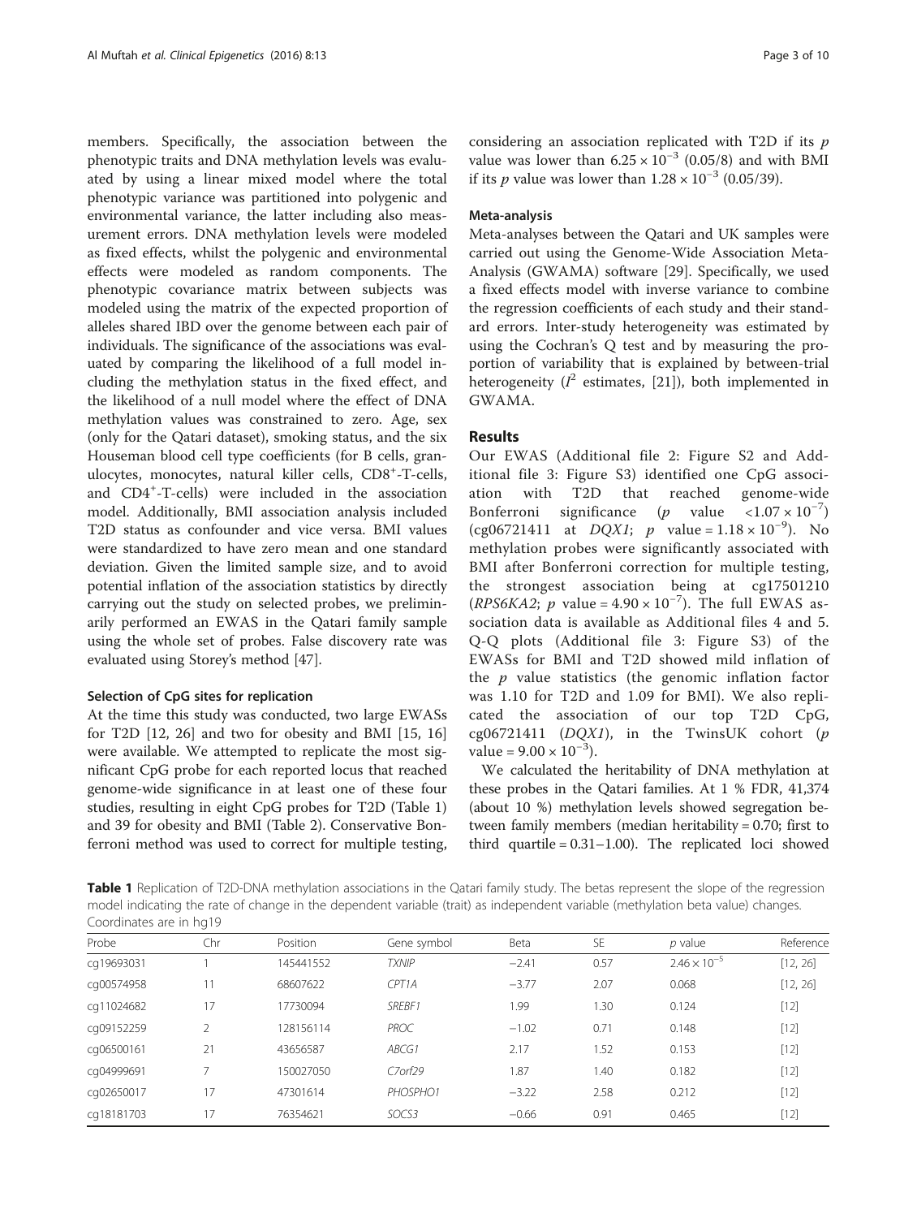members. Specifically, the association between the phenotypic traits and DNA methylation levels was evaluated by using a linear mixed model where the total phenotypic variance was partitioned into polygenic and environmental variance, the latter including also measurement errors. DNA methylation levels were modeled as fixed effects, whilst the polygenic and environmental effects were modeled as random components. The phenotypic covariance matrix between subjects was modeled using the matrix of the expected proportion of alleles shared IBD over the genome between each pair of individuals. The significance of the associations was evaluated by comparing the likelihood of a full model including the methylation status in the fixed effect, and the likelihood of a null model where the effect of DNA methylation values was constrained to zero. Age, sex (only for the Qatari dataset), smoking status, and the six Houseman blood cell type coefficients (for B cells, granulocytes, monocytes, natural killer cells, $CD8^+$-T-cells, and $CD4^+$-T-cells) were included in the association model. Additionally, BMI association analysis included T2D status as confounder and vice versa. BMI values were standardized to have zero mean and one standard deviation. Given the limited sample size, and to avoid potential inflation of the association statistics by directly carrying out the study on selected probes, we preliminarily performed an EWAS in the Qatari family sample using the whole set of probes. False discovery rate was evaluated using Storey's method [47].

### Selection of CpG sites for replication

At the time this study was conducted, two large EWASs for T2D [12, 26] and two for obesity and BMI [15, 16] were available. We attempted to replicate the most significant CpG probe for each reported locus that reached genome-wide significance in at least one of these four studies, resulting in eight CpG probes for T2D (Table 1) and 39 for obesity and BMI (Table 2). Conservative Bonferroni method was used to correct for multiple testing, considering an association replicated with T2D if its $p$ value was lower than $6.25 \times 10^{-3}$ (0.05/8) and with BMI if its $p$ value was lower than $1.28 \times 10^{-3}$ (0.05/39).

### Meta-analysis

Meta-analyses between the Qatari and UK samples were carried out using the Genome-Wide Association Meta-Analysis (GWAMA) software [29]. Specifically, we used a fixed effects model with inverse variance to combine the regression coefficients of each study and their standard errors. Inter-study heterogeneity was estimated by using the Cochran's Q test and by measuring the proportion of variability that is explained by between-trial heterogeneity ($I^2$ estimates, [21]), both implemented in GWAMA.

## Results

Our EWAS (Additional file 2: Figure S2 and Additional file 3: Figure S3) identified one CpG association with T2D that reached genome-wide Bonferroni significance ($p$ value $<1.07 \times 10^{-7}$) (cg06721411 at *DQX1*; $p$ value $= 1.18 \times 10^{-9}$). No methylation probes were significantly associated with BMI after Bonferroni correction for multiple testing, the strongest association being at cg17501210 (*RPS6KA2*; $p$ value $= 4.90 \times 10^{-7}$). The full EWAS association data is available as Additional files 4 and 5. Q-Q plots (Additional file 3: Figure S3) of the EWASs for BMI and T2D showed mild inflation of the $p$ value statistics (the genomic inflation factor was 1.10 for T2D and 1.09 for BMI). We also replicated the association of our top T2D CpG, cg06721411 (*DQX1*), in the TwinsUK cohort ($p$ value $= 9.00 \times 10^{-3}$).

We calculated the heritability of DNA methylation at these probes in the Qatari families. At 1 % FDR, 41,374 (about 10 %) methylation levels showed segregation between family members (median heritability = 0.70; first to third quartile = 0.31–1.00). The replicated loci showed

**Table 1** Replication of T2D-DNA methylation associations in the Qatari family study. The betas represent the slope of the regression model indicating the rate of change in the dependent variable (trait) as independent variable (methylation beta value) changes. Coordinates are in hg19

| Probe | Chr | Position | Gene symbol | Beta | SE | $p$ value | Reference |
|---|---|---|---|---|---|---|---|
| cg19693031 | 1 | 145441552 | *TXNIP* | −2.41 | 0.57 | $2.46 \times 10^{-5}$ | [12, 26] |
| cg00574958 | 11 | 68607622 | *CPT1A* | −3.77 | 2.07 | 0.068 | [12, 26] |
| cg11024682 | 17 | 17730094 | *SREBF1* | 1.99 | 1.30 | 0.124 | [12] |
| cg09152259 | 2 | 128156114 | *PROC* | −1.02 | 0.71 | 0.148 | [12] |
| cg06500161 | 21 | 43656587 | *ABCG1* | 2.17 | 1.52 | 0.153 | [12] |
| cg04999691 | 7 | 150027050 | *C7orf29* | 1.87 | 1.40 | 0.182 | [12] |
| cg02650017 | 17 | 47301614 | *PHOSPHO1* | −3.22 | 2.58 | 0.212 | [12] |
| cg18181703 | 17 | 76354621 | *SOCS3* | −0.66 | 0.91 | 0.465 | [12] |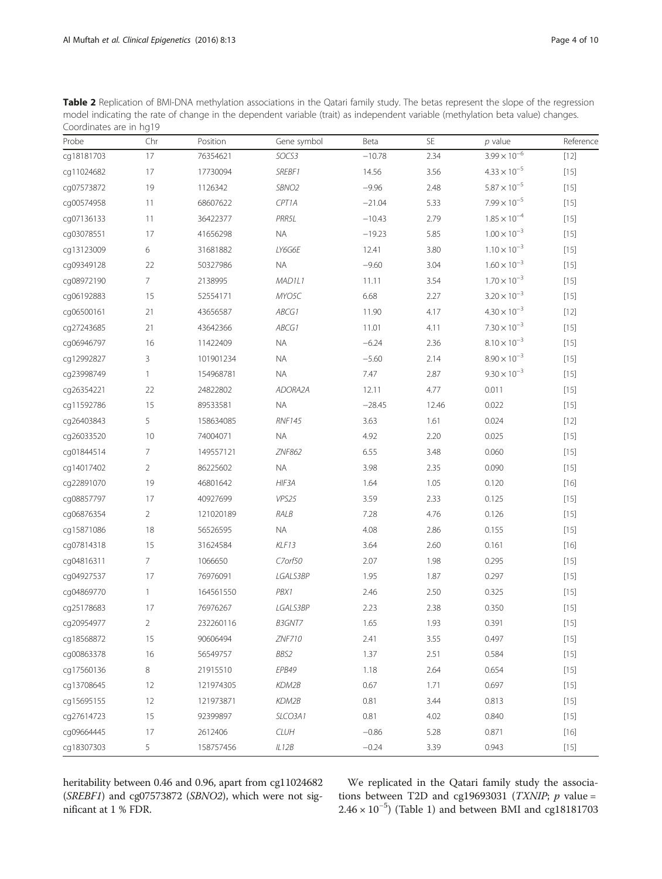**Table 2** Replication of BMI-DNA methylation associations in the Qatari family study. The betas represent the slope of the regression model indicating the rate of change in the dependent variable (trait) as independent variable (methylation beta value) changes. Coordinates are in hg19

| Probe | Chr | Position | Gene symbol | Beta | SE | *p* value | Reference |
|---|---|---|---|---|---|---|---|
| cg18181703 | 17 | 76354621 | *SOCS3* | −10.78 | 2.34 | $3.99 \times 10^{-6}$ | [12] |
| cg11024682 | 17 | 17730094 | *SREBF1* | 14.56 | 3.56 | $4.33 \times 10^{-5}$ | [15] |
| cg07573872 | 19 | 1126342 | *SBNO2* | −9.96 | 2.48 | $5.87 \times 10^{-5}$ | [15] |
| cg00574958 | 11 | 68607622 | *CPT1A* | −21.04 | 5.33 | $7.99 \times 10^{-5}$ | [15] |
| cg07136133 | 11 | 36422377 | *PRR5L* | −10.43 | 2.79 | $1.85 \times 10^{-4}$ | [15] |
| cg03078551 | 17 | 41656298 | NA | −19.23 | 5.85 | $1.00 \times 10^{-3}$ | [15] |
| cg13123009 | 6 | 31681882 | *LY6G6E* | 12.41 | 3.80 | $1.10 \times 10^{-3}$ | [15] |
| cg09349128 | 22 | 50327986 | NA | −9.60 | 3.04 | $1.60 \times 10^{-3}$ | [15] |
| cg08972190 | 7 | 2138995 | *MAD1L1* | 11.11 | 3.54 | $1.70 \times 10^{-3}$ | [15] |
| cg06192883 | 15 | 52554171 | *MYO5C* | 6.68 | 2.27 | $3.20 \times 10^{-3}$ | [15] |
| cg06500161 | 21 | 43656587 | *ABCG1* | 11.90 | 4.17 | $4.30 \times 10^{-3}$ | [12] |
| cg27243685 | 21 | 43642366 | *ABCG1* | 11.01 | 4.11 | $7.30 \times 10^{-3}$ | [15] |
| cg06946797 | 16 | 11422409 | NA | −6.24 | 2.36 | $8.10 \times 10^{-3}$ | [15] |
| cg12992827 | 3 | 101901234 | NA | −5.60 | 2.14 | $8.90 \times 10^{-3}$ | [15] |
| cg23998749 | 1 | 154968781 | NA | 7.47 | 2.87 | $9.30 \times 10^{-3}$ | [15] |
| cg26354221 | 22 | 24822802 | *ADORA2A* | 12.11 | 4.77 | 0.011 | [15] |
| cg11592786 | 15 | 89533581 | NA | −28.45 | 12.46 | 0.022 | [15] |
| cg26403843 | 5 | 158634085 | *RNF145* | 3.63 | 1.61 | 0.024 | [12] |
| cg26033520 | 10 | 74004071 | NA | 4.92 | 2.20 | 0.025 | [15] |
| cg01844514 | 7 | 149557121 | *ZNF862* | 6.55 | 3.48 | 0.060 | [15] |
| cg14017402 | 2 | 86225602 | NA | 3.98 | 2.35 | 0.090 | [15] |
| cg22891070 | 19 | 46801642 | *HIF3A* | 1.64 | 1.05 | 0.120 | [16] |
| cg08857797 | 17 | 40927699 | *VPS25* | 3.59 | 2.33 | 0.125 | [15] |
| cg06876354 | 2 | 121020189 | *RALB* | 7.28 | 4.76 | 0.126 | [15] |
| cg15871086 | 18 | 56526595 | NA | 4.08 | 2.86 | 0.155 | [15] |
| cg07814318 | 15 | 31624584 | *KLF13* | 3.64 | 2.60 | 0.161 | [16] |
| cg04816311 | 7 | 1066650 | *C7orf50* | 2.07 | 1.98 | 0.295 | [15] |
| cg04927537 | 17 | 76976091 | *LGALS3BP* | 1.95 | 1.87 | 0.297 | [15] |
| cg04869770 | 1 | 164561550 | *PBX1* | 2.46 | 2.50 | 0.325 | [15] |
| cg25178683 | 17 | 76976267 | *LGALS3BP* | 2.23 | 2.38 | 0.350 | [15] |
| cg20954977 | 2 | 232260116 | *B3GNT7* | 1.65 | 1.93 | 0.391 | [15] |
| cg18568872 | 15 | 90606494 | *ZNF710* | 2.41 | 3.55 | 0.497 | [15] |
| cg00863378 | 16 | 56549757 | *BBS2* | 1.37 | 2.51 | 0.584 | [15] |
| cg17560136 | 8 | 21915510 | *EPB49* | 1.18 | 2.64 | 0.654 | [15] |
| cg13708645 | 12 | 121974305 | *KDM2B* | 0.67 | 1.71 | 0.697 | [15] |
| cg15695155 | 12 | 121973871 | *KDM2B* | 0.81 | 3.44 | 0.813 | [15] |
| cg27614723 | 15 | 92399897 | *SLCO3A1* | 0.81 | 4.02 | 0.840 | [15] |
| cg09664445 | 17 | 2612406 | *CLUH* | −0.86 | 5.28 | 0.871 | [16] |
| cg18307303 | 5 | 158757456 | *IL12B* | −0.24 | 3.39 | 0.943 | [15] |

heritability between 0.46 and 0.96, apart from cg11024682 (*SREBF1*) and cg07573872 (*SBNO2*), which were not significant at 1 % FDR.

We replicated in the Qatari family study the associations between T2D and cg19693031 (*TXNIP*; *p* value = $2.46 \times 10^{-5}$) (Table 1) and between BMI and cg18181703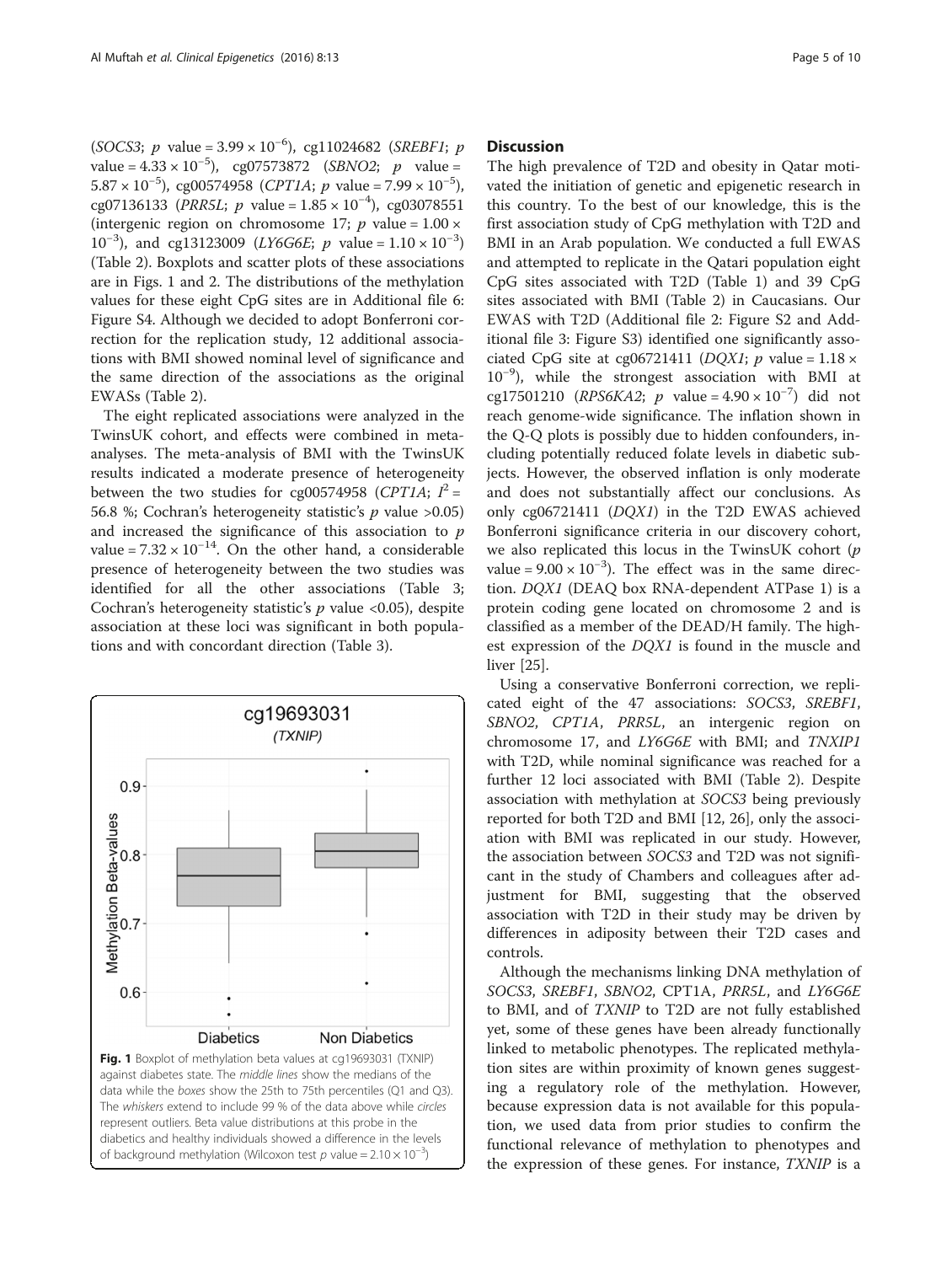(*SOCS3*; $p$ value = $3.99 \times 10^{-6}$), cg11024682 (*SREBF1*; $p$ value = $4.33 \times 10^{-5}$), cg07573872 (*SBNO2*; $p$ value = $5.87 \times 10^{-5}$), cg00574958 (*CPT1A*; $p$ value = $7.99 \times 10^{-5}$), cg07136133 (*PRR5L*; $p$ value = $1.85 \times 10^{-4}$), cg03078551 (intergenic region on chromosome 17; $p$ value = $1.00 \times 10^{-3}$), and cg13123009 (*LY6G6E*; $p$ value = $1.10 \times 10^{-3}$) (Table 2). Boxplots and scatter plots of these associations are in Figs. 1 and 2. The distributions of the methylation values for these eight CpG sites are in Additional file 6: Figure S4. Although we decided to adopt Bonferroni correction for the replication study, 12 additional associations with BMI showed nominal level of significance and the same direction of the associations as the original EWASs (Table 2).

The eight replicated associations were analyzed in the TwinsUK cohort, and effects were combined in meta-analyses. The meta-analysis of BMI with the TwinsUK results indicated a moderate presence of heterogeneity between the two studies for cg00574958 (*CPT1A*; $I^2$ = 56.8 %; Cochran's heterogeneity statistic's $p$ value >0.05) and increased the significance of this association to $p$ value = $7.32 \times 10^{-14}$. On the other hand, a considerable presence of heterogeneity between the two studies was identified for all the other associations (Table 3; Cochran's heterogeneity statistic's $p$ value <0.05), despite association at these loci was significant in both populations and with concordant direction (Table 3).

**Fig. 1** Boxplot of methylation beta values at cg19693031 (TXNIP) against diabetes state. The *middle lines* show the medians of the data while the *boxes* show the 25th to 75th percentiles (Q1 and Q3). The *whiskers* extend to include 99 % of the data above while *circles* represent outliers. Beta value distributions at this probe in the diabetics and healthy individuals showed a difference in the levels of background methylation (Wilcoxon test $p$ value = $2.10 \times 10^{-3}$)

## Discussion

The high prevalence of T2D and obesity in Qatar motivated the initiation of genetic and epigenetic research in this country. To the best of our knowledge, this is the first association study of CpG methylation with T2D and BMI in an Arab population. We conducted a full EWAS and attempted to replicate in the Qatari population eight CpG sites associated with T2D (Table 1) and 39 CpG sites associated with BMI (Table 2) in Caucasians. Our EWAS with T2D (Additional file 2: Figure S2 and Additional file 3: Figure S3) identified one significantly associated CpG site at cg06721411 (*DQX1*; $p$ value = $1.18 \times 10^{-9}$), while the strongest association with BMI at cg17501210 (*RPS6KA2*; $p$ value = $4.90 \times 10^{-7}$) did not reach genome-wide significance. The inflation shown in the Q-Q plots is possibly due to hidden confounders, including potentially reduced folate levels in diabetic subjects. However, the observed inflation is only moderate and does not substantially affect our conclusions. As only cg06721411 (*DQX1*) in the T2D EWAS achieved Bonferroni significance criteria in our discovery cohort, we also replicated this locus in the TwinsUK cohort ($p$ value = $9.00 \times 10^{-3}$). The effect was in the same direction. *DQX1* (DEAQ box RNA-dependent ATPase 1) is a protein coding gene located on chromosome 2 and is classified as a member of the DEAD/H family. The highest expression of the *DQX1* is found in the muscle and liver [25].

Using a conservative Bonferroni correction, we replicated eight of the 47 associations: *SOCS3*, *SREBF1*, *SBNO2*, *CPT1A*, *PRR5L*, an intergenic region on chromosome 17, and *LY6G6E* with BMI; and *TNXIP1* with T2D, while nominal significance was reached for a further 12 loci associated with BMI (Table 2). Despite association with methylation at *SOCS3* being previously reported for both T2D and BMI [12, 26], only the association with BMI was replicated in our study. However, the association between *SOCS3* and T2D was not significant in the study of Chambers and colleagues after adjustment for BMI, suggesting that the observed association with T2D in their study may be driven by differences in adiposity between their T2D cases and controls.

Although the mechanisms linking DNA methylation of *SOCS3*, *SREBF1*, *SBNO2*, CPT1A, *PRR5L*, and *LY6G6E* to BMI, and of *TXNIP* to T2D are not fully established yet, some of these genes have been already functionally linked to metabolic phenotypes. The replicated methylation sites are within proximity of known genes suggesting a regulatory role of the methylation. However, because expression data is not available for this population, we used data from prior studies to confirm the functional relevance of methylation to phenotypes and the expression of these genes. For instance, *TXNIP* is a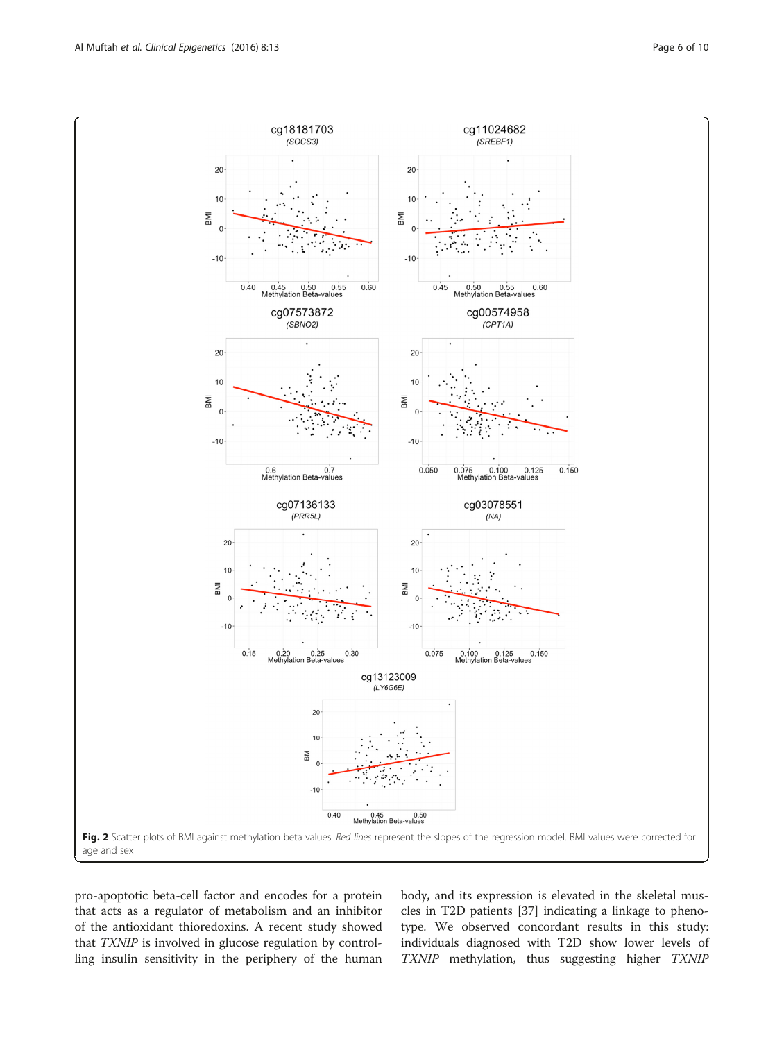**Fig. 2** Scatter plots of BMI against methylation beta values. *Red lines* represent the slopes of the regression model. BMI values were corrected for age and sex

pro-apoptotic beta-cell factor and encodes for a protein that acts as a regulator of metabolism and an inhibitor of the antioxidant thioredoxins. A recent study showed that *TXNIP* is involved in glucose regulation by controlling insulin sensitivity in the periphery of the human body, and its expression is elevated in the skeletal muscles in T2D patients [37] indicating a linkage to phenotype. We observed concordant results in this study: individuals diagnosed with T2D show lower levels of *TXNIP* methylation, thus suggesting higher *TXNIP*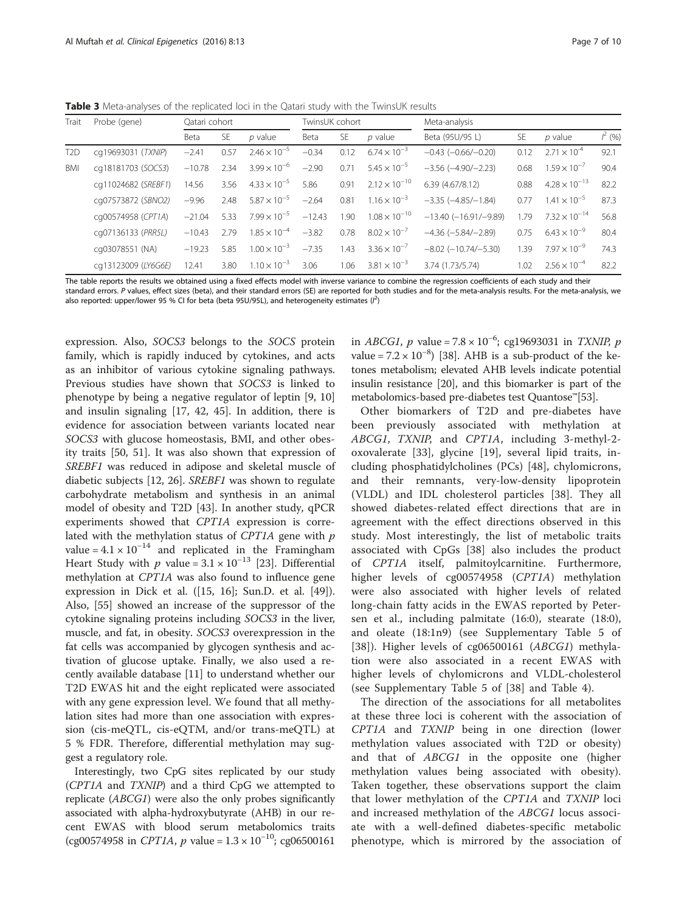**Table 3** Meta-analyses of the replicated loci in the Qatari study with the TwinsUK results

| Trait | Probe (gene) | Qatari cohort | | | TwinsUK cohort | | | Meta-analysis | | | |
|---|---|---|---|---|---|---|---|---|---|---|---|
| | | Beta | SE | p value | Beta | SE | p value | Beta (95U/95 L) | SE | p value | $I^2$ (%) |
| T2D | cg19693031 (*TXNIP*) | −2.41 | 0.57 | $2.46 \times 10^{-5}$ | −0.34 | 0.12 | $6.74 \times 10^{-3}$ | −0.43 (−0.66/−0.20) | 0.12 | $2.71 \times 10^{-4}$ | 92.1 |
| BMI | cg18181703 (*SOCS3*) | −10.78 | 2.34 | $3.99 \times 10^{-6}$ | −2.90 | 0.71 | $5.45 \times 10^{-5}$ | −3.56 (−4.90/−2.23) | 0.68 | $1.59 \times 10^{-7}$ | 90.4 |
| | cg11024682 (*SREBF1*) | 14.56 | 3.56 | $4.33 \times 10^{-5}$ | 5.86 | 0.91 | $2.12 \times 10^{-10}$ | 6.39 (4.67/8.12) | 0.88 | $4.28 \times 10^{-13}$ | 82.2 |
| | cg07573872 (*SBNO2*) | −9.96 | 2.48 | $5.87 \times 10^{-5}$ | −2.64 | 0.81 | $1.16 \times 10^{-3}$ | −3.35 (−4.85/−1.84) | 0.77 | $1.41 \times 10^{-5}$ | 87.3 |
| | cg00574958 (*CPT1A*) | −21.04 | 5.33 | $7.99 \times 10^{-5}$ | −12.43 | 1.90 | $1.08 \times 10^{-10}$ | −13.40 (−16.91/−9.89) | 1.79 | $7.32 \times 10^{-14}$ | 56.8 |
| | cg07136133 (*PRR5L*) | −10.43 | 2.79 | $1.85 \times 10^{-4}$ | −3.82 | 0.78 | $8.02 \times 10^{-7}$ | −4.36 (−5.84/−2.89) | 0.75 | $6.43 \times 10^{-9}$ | 80.4 |
| | cg03078551 (NA) | −19.23 | 5.85 | $1.00 \times 10^{-3}$ | −7.35 | 1.43 | $3.36 \times 10^{-7}$ | −8.02 (−10.74/−5.30) | 1.39 | $7.97 \times 10^{-9}$ | 74.3 |
| | cg13123009 (*LY6G6E*) | 12.41 | 3.80 | $1.10 \times 10^{-3}$ | 3.06 | 1.06 | $3.81 \times 10^{-3}$ | 3.74 (1.73/5.74) | 1.02 | $2.56 \times 10^{-4}$ | 82.2 |

The table reports the results we obtained using a fixed effects model with inverse variance to combine the regression coefficients of each study and their standard errors. *P* values, effect sizes (beta), and their standard errors (SE) are reported for both studies and for the meta-analysis results. For the meta-analysis, we also reported: upper/lower 95 % CI for beta (beta 95U/95L), and heterogeneity estimates ($I^2$)

expression. Also, *SOCS3* belongs to the *SOCS* protein family, which is rapidly induced by cytokines, and acts as an inhibitor of various cytokine signaling pathways. Previous studies have shown that *SOCS3* is linked to phenotype by being a negative regulator of leptin [9, 10] and insulin signaling [17, 42, 45]. In addition, there is evidence for association between variants located near *SOCS3* with glucose homeostasis, BMI, and other obesity traits [50, 51]. It was also shown that expression of *SREBF1* was reduced in adipose and skeletal muscle of diabetic subjects [12, 26]. *SREBF1* was shown to regulate carbohydrate metabolism and synthesis in an animal model of obesity and T2D [43]. In another study, qPCR experiments showed that *CPT1A* expression is correlated with the methylation status of *CPT1A* gene with *p* value = $4.1 \times 10^{-14}$ and replicated in the Framingham Heart Study with *p* value = $3.1 \times 10^{-13}$ [23]. Differential methylation at *CPT1A* was also found to influence gene expression in Dick et al. ([15, 16]; Sun.D. et al. [49]). Also, [55] showed an increase of the suppressor of the cytokine signaling proteins including *SOCS3* in the liver, muscle, and fat, in obesity. *SOCS3* overexpression in the fat cells was accompanied by glycogen synthesis and activation of glucose uptake. Finally, we also used a recently available database [11] to understand whether our T2D EWAS hit and the eight replicated were associated with any gene expression level. We found that all methylation sites had more than one association with expression (cis-meQTL, cis-eQTM, and/or trans-meQTL) at 5 % FDR. Therefore, differential methylation may suggest a regulatory role.

Interestingly, two CpG sites replicated by our study (*CPT1A* and *TXNIP*) and a third CpG we attempted to replicate (*ABCG1*) were also the only probes significantly associated with alpha-hydroxybutyrate (AHB) in our recent EWAS with blood serum metabolomics traits (cg00574958 in *CPT1A*, *p* value = $1.3 \times 10^{-10}$; cg06500161 in *ABCG1*, *p* value = $7.8 \times 10^{-6}$; cg19693031 in *TXNIP*, *p* value = $7.2 \times 10^{-8}$) [38]. AHB is a sub-product of the ketones metabolism; elevated AHB levels indicate potential insulin resistance [20], and this biomarker is part of the metabolomics-based pre-diabetes test Quantose™[53].

Other biomarkers of T2D and pre-diabetes have been previously associated with methylation at *ABCG1*, *TXNIP*, and *CPT1A*, including 3-methyl-2-oxovalerate [33], glycine [19], several lipid traits, including phosphatidylcholines (PCs) [48], chylomicrons, and their remnants, very-low-density lipoprotein (VLDL) and IDL cholesterol particles [38]. They all showed diabetes-related effect directions that are in agreement with the effect directions observed in this study. Most interestingly, the list of metabolic traits associated with CpGs [38] also includes the product of *CPT1A* itself, palmitoylcarnitine. Furthermore, higher levels of cg00574958 (*CPT1A*) methylation were also associated with higher levels of related long-chain fatty acids in the EWAS reported by Petersen et al., including palmitate (16:0), stearate (18:0), and oleate (18:1n9) (see Supplementary Table 5 of [38]). Higher levels of cg06500161 (*ABCG1*) methylation were also associated in a recent EWAS with higher levels of chylomicrons and VLDL-cholesterol (see Supplementary Table 5 of [38] and Table 4).

The direction of the associations for all metabolites at these three loci is coherent with the association of *CPT1A* and *TXNIP* being in one direction (lower methylation values associated with T2D or obesity) and that of *ABCG1* in the opposite one (higher methylation values being associated with obesity). Taken together, these observations support the claim that lower methylation of the *CPT1A* and *TXNIP* loci and increased methylation of the *ABCG1* locus associate with a well-defined diabetes-specific metabolic phenotype, which is mirrored by the association of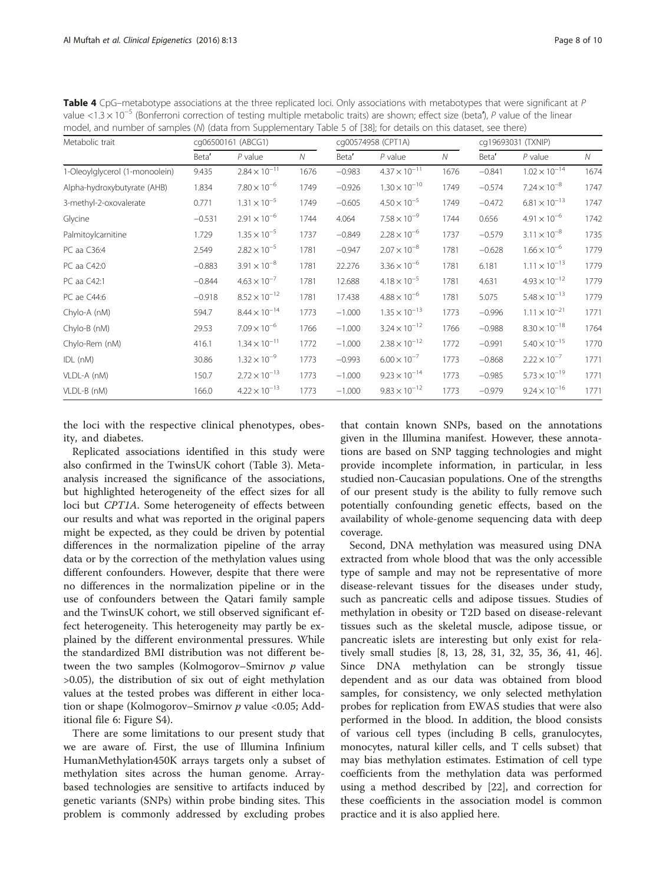**Table 4** CpG–metabotype associations at the three replicated loci. Only associations with metabotypes that were significant at *P* value $<1.3 \times 10^{-5}$ (Bonferroni correction of testing multiple metabolic traits) are shown; effect size (beta′), *P* value of the linear model, and number of samples (*N*) (data from Supplementary Table 5 of [38]; for details on this dataset, see there)

| Metabolic trait | cg06500161 (ABCG1) | | | cg00574958 (CPT1A) | | | cg19693031 (TXNIP) | | |
|---|---|---|---|---|---|---|---|---|---|
| | Beta′ | *P* value | *N* | Beta′ | *P* value | *N* | Beta′ | *P* value | *N* |
| 1-Oleoylglycerol (1-monoolein) | 9.435 | $2.84 \times 10^{-11}$ | 1676 | −0.983 | $4.37 \times 10^{-11}$ | 1676 | −0.841 | $1.02 \times 10^{-14}$ | 1674 |
| Alpha-hydroxybutyrate (AHB) | 1.834 | $7.80 \times 10^{-6}$ | 1749 | −0.926 | $1.30 \times 10^{-10}$ | 1749 | −0.574 | $7.24 \times 10^{-8}$ | 1747 |
| 3-methyl-2-oxovalerate | 0.771 | $1.31 \times 10^{-5}$ | 1749 | −0.605 | $4.50 \times 10^{-5}$ | 1749 | −0.472 | $6.81 \times 10^{-13}$ | 1747 |
| Glycine | −0.531 | $2.91 \times 10^{-6}$ | 1744 | 4.064 | $7.58 \times 10^{-9}$ | 1744 | 0.656 | $4.91 \times 10^{-6}$ | 1742 |
| Palmitoylcarnitine | 1.729 | $1.35 \times 10^{-5}$ | 1737 | −0.849 | $2.28 \times 10^{-6}$ | 1737 | −0.579 | $3.11 \times 10^{-8}$ | 1735 |
| PC aa C36:4 | 2.549 | $2.82 \times 10^{-5}$ | 1781 | −0.947 | $2.07 \times 10^{-8}$ | 1781 | −0.628 | $1.66 \times 10^{-6}$ | 1779 |
| PC aa C42:0 | −0.883 | $3.91 \times 10^{-8}$ | 1781 | 22.276 | $3.36 \times 10^{-6}$ | 1781 | 6.181 | $1.11 \times 10^{-13}$ | 1779 |
| PC aa C42:1 | −0.844 | $4.63 \times 10^{-7}$ | 1781 | 12.688 | $4.18 \times 10^{-5}$ | 1781 | 4.631 | $4.93 \times 10^{-12}$ | 1779 |
| PC ae C44:6 | −0.918 | $8.52 \times 10^{-12}$ | 1781 | 17.438 | $4.88 \times 10^{-6}$ | 1781 | 5.075 | $5.48 \times 10^{-13}$ | 1779 |
| Chylo-A (nM) | 594.7 | $8.44 \times 10^{-14}$ | 1773 | −1.000 | $1.35 \times 10^{-13}$ | 1773 | −0.996 | $1.11 \times 10^{-21}$ | 1771 |
| Chylo-B (nM) | 29.53 | $7.09 \times 10^{-6}$ | 1766 | −1.000 | $3.24 \times 10^{-12}$ | 1766 | −0.988 | $8.30 \times 10^{-18}$ | 1764 |
| Chylo-Rem (nM) | 416.1 | $1.34 \times 10^{-11}$ | 1772 | −1.000 | $2.38 \times 10^{-12}$ | 1772 | −0.991 | $5.40 \times 10^{-15}$ | 1770 |
| IDL (nM) | 30.86 | $1.32 \times 10^{-9}$ | 1773 | −0.993 | $6.00 \times 10^{-7}$ | 1773 | −0.868 | $2.22 \times 10^{-7}$ | 1771 |
| VLDL-A (nM) | 150.7 | $2.72 \times 10^{-13}$ | 1773 | −1.000 | $9.23 \times 10^{-14}$ | 1773 | −0.985 | $5.73 \times 10^{-19}$ | 1771 |
| VLDL-B (nM) | 166.0 | $4.22 \times 10^{-13}$ | 1773 | −1.000 | $9.83 \times 10^{-12}$ | 1773 | −0.979 | $9.24 \times 10^{-16}$ | 1771 |

the loci with the respective clinical phenotypes, obesity, and diabetes.

Replicated associations identified in this study were also confirmed in the TwinsUK cohort (Table 3). Meta-analysis increased the significance of the associations, but highlighted heterogeneity of the effect sizes for all loci but *CPT1A*. Some heterogeneity of effects between our results and what was reported in the original papers might be expected, as they could be driven by potential differences in the normalization pipeline of the array data or by the correction of the methylation values using different confounders. However, despite that there were no differences in the normalization pipeline or in the use of confounders between the Qatari family sample and the TwinsUK cohort, we still observed significant effect heterogeneity. This heterogeneity may partly be explained by the different environmental pressures. While the standardized BMI distribution was not different between the two samples (Kolmogorov–Smirnov *p* value >0.05), the distribution of six out of eight methylation values at the tested probes was different in either location or shape (Kolmogorov–Smirnov *p* value <0.05; Additional file 6: Figure S4).

There are some limitations to our present study that we are aware of. First, the use of Illumina Infinium HumanMethylation450K arrays targets only a subset of methylation sites across the human genome. Array-based technologies are sensitive to artifacts induced by genetic variants (SNPs) within probe binding sites. This problem is commonly addressed by excluding probes that contain known SNPs, based on the annotations given in the Illumina manifest. However, these annotations are based on SNP tagging technologies and might provide incomplete information, in particular, in less studied non-Caucasian populations. One of the strengths of our present study is the ability to fully remove such potentially confounding genetic effects, based on the availability of whole-genome sequencing data with deep coverage.

Second, DNA methylation was measured using DNA extracted from whole blood that was the only accessible type of sample and may not be representative of more disease-relevant tissues for the diseases under study, such as pancreatic cells and adipose tissues. Studies of methylation in obesity or T2D based on disease-relevant tissues such as the skeletal muscle, adipose tissue, or pancreatic islets are interesting but only exist for relatively small studies [8, 13, 28, 31, 32, 35, 36, 41, 46]. Since DNA methylation can be strongly tissue dependent and as our data was obtained from blood samples, for consistency, we only selected methylation probes for replication from EWAS studies that were also performed in the blood. In addition, the blood consists of various cell types (including B cells, granulocytes, monocytes, natural killer cells, and T cells subset) that may bias methylation estimates. Estimation of cell type coefficients from the methylation data was performed using a method described by [22], and correction for these coefficients in the association model is common practice and it is also applied here.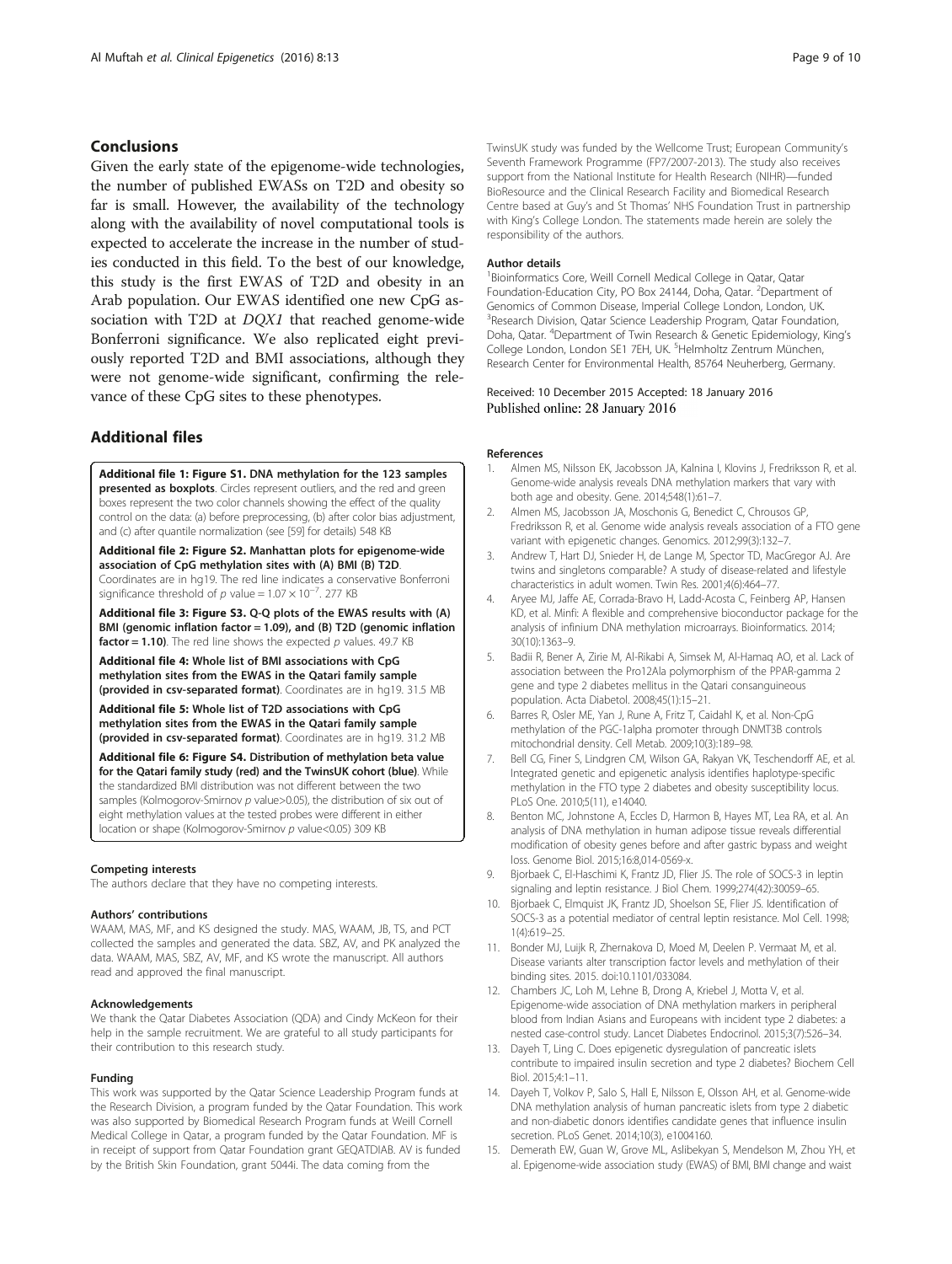## Conclusions

Given the early state of the epigenome-wide technologies, the number of published EWASs on T2D and obesity so far is small. However, the availability of the technology along with the availability of novel computational tools is expected to accelerate the increase in the number of studies conducted in this field. To the best of our knowledge, this study is the first EWAS of T2D and obesity in an Arab population. Our EWAS identified one new CpG association with T2D at *DQX1* that reached genome-wide Bonferroni significance. We also replicated eight previously reported T2D and BMI associations, although they were not genome-wide significant, confirming the relevance of these CpG sites to these phenotypes.

## Additional files

**Additional file 1: Figure S1. DNA methylation for the 123 samples presented as boxplots**. Circles represent outliers, and the red and green boxes represent the two color channels showing the effect of the quality control on the data: (a) before preprocessing, (b) after color bias adjustment, and (c) after quantile normalization (see [59] for details) 548 KB

**Additional file 2: Figure S2. Manhattan plots for epigenome-wide association of CpG methylation sites with (A) BMI (B) T2D**. Coordinates are in hg19. The red line indicates a conservative Bonferroni significance threshold of $p$ value = $1.07 \times 10^{-7}$. 277 KB

**Additional file 3: Figure S3. Q-Q plots of the EWAS results with (A) BMI (genomic inflation factor = 1.09), and (B) T2D (genomic inflation factor = 1.10)**. The red line shows the expected $p$ values. 49.7 KB

**Additional file 4: Whole list of BMI associations with CpG methylation sites from the EWAS in the Qatari family sample (provided in csv-separated format)**. Coordinates are in hg19. 31.5 MB

**Additional file 5: Whole list of T2D associations with CpG methylation sites from the EWAS in the Qatari family sample (provided in csv-separated format)**. Coordinates are in hg19. 31.2 MB

**Additional file 6: Figure S4. Distribution of methylation beta value for the Qatari family study (red) and the TwinsUK cohort (blue)**. While the standardized BMI distribution was not different between the two samples (Kolmogorov-Smirnov $p$ value>0.05), the distribution of six out of eight methylation values at the tested probes were different in either location or shape (Kolmogorov-Smirnov $p$ value<0.05) 309 KB

#### Competing interests

The authors declare that they have no competing interests.

#### Authors' contributions

WAAM, MAS, MF, and KS designed the study. MAS, WAAM, JB, TS, and PCT collected the samples and generated the data. SBZ, AV, and PK analyzed the data. WAAM, MAS, SBZ, AV, MF, and KS wrote the manuscript. All authors read and approved the final manuscript.

#### Acknowledgements

We thank the Qatar Diabetes Association (QDA) and Cindy McKeon for their help in the sample recruitment. We are grateful to all study participants for their contribution to this research study.

#### Funding

This work was supported by the Qatar Science Leadership Program funds at the Research Division, a program funded by the Qatar Foundation. This work was also supported by Biomedical Research Program funds at Weill Cornell Medical College in Qatar, a program funded by the Qatar Foundation. MF is in receipt of support from Qatar Foundation grant GEQATDIAB. AV is funded by the British Skin Foundation, grant 5044i. The data coming from the TwinsUK study was funded by the Wellcome Trust; European Community's Seventh Framework Programme (FP7/2007-2013). The study also receives support from the National Institute for Health Research (NIHR)—funded BioResource and the Clinical Research Facility and Biomedical Research Centre based at Guy's and St Thomas' NHS Foundation Trust in partnership with King's College London. The statements made herein are solely the responsibility of the authors.

#### Author details

[1]Bioinformatics Core, Weill Cornell Medical College in Qatar, Qatar Foundation-Education City, PO Box 24144, Doha, Qatar. [2]Department of Genomics of Common Disease, Imperial College London, London, UK. [3]Research Division, Qatar Science Leadership Program, Qatar Foundation, Doha, Qatar. [4]Department of Twin Research & Genetic Epidemiology, King's College London, London SE1 7EH, UK. [5]Helmholtz Zentrum München, Research Center for Environmental Health, 85764 Neuherberg, Germany.

Received: 10 December 2015 Accepted: 18 January 2016
Published online: 28 January 2016

#### References

1. Almen MS, Nilsson EK, Jacobsson JA, Kalnina I, Klovins J, Fredriksson R, et al. Genome-wide analysis reveals DNA methylation markers that vary with both age and obesity. Gene. 2014;548(1):61–7.
2. Almen MS, Jacobsson JA, Moschonis G, Benedict C, Chrousos GP, Fredriksson R, et al. Genome wide analysis reveals association of a FTO gene variant with epigenetic changes. Genomics. 2012;99(3):132–7.
3. Andrew T, Hart DJ, Snieder H, de Lange M, Spector TD, MacGregor AJ. Are twins and singletons comparable? A study of disease-related and lifestyle characteristics in adult women. Twin Res. 2001;4(6):464–77.
4. Aryee MJ, Jaffe AE, Corrada-Bravo H, Ladd-Acosta C, Feinberg AP, Hansen KD, et al. Minfi: A flexible and comprehensive bioconductor package for the analysis of infinium DNA methylation microarrays. Bioinformatics. 2014; 30(10):1363–9.
5. Badii R, Bener A, Zirie M, Al-Rikabi A, Simsek M, Al-Hamaq AO, et al. Lack of association between the Pro12Ala polymorphism of the PPAR-gamma 2 gene and type 2 diabetes mellitus in the Qatari consanguineous population. Acta Diabetol. 2008;45(1):15–21.
6. Barres R, Osler ME, Yan J, Rune A, Fritz T, Caidahl K, et al. Non-CpG methylation of the PGC-1alpha promoter through DNMT3B controls mitochondrial density. Cell Metab. 2009;10(3):189–98.
7. Bell CG, Finer S, Lindgren CM, Wilson GA, Rakyan VK, Teschendorff AE, et al. Integrated genetic and epigenetic analysis identifies haplotype-specific methylation in the FTO type 2 diabetes and obesity susceptibility locus. PLoS One. 2010;5(11), e14040.
8. Benton MC, Johnstone A, Eccles D, Harmon B, Hayes MT, Lea RA, et al. An analysis of DNA methylation in human adipose tissue reveals differential modification of obesity genes before and after gastric bypass and weight loss. Genome Biol. 2015;16:8,014-0569-x.
9. Bjorbaek C, El-Haschimi K, Frantz JD, Flier JS. The role of SOCS-3 in leptin signaling and leptin resistance. J Biol Chem. 1999;274(42):30059–65.
10. Bjorbaek C, Elmquist JK, Frantz JD, Shoelson SE, Flier JS. Identification of SOCS-3 as a potential mediator of central leptin resistance. Mol Cell. 1998; 1(4):619–25.
11. Bonder MJ, Luijk R, Zhernakova D, Moed M, Deelen P. Vermaat M, et al. Disease variants alter transcription factor levels and methylation of their binding sites. 2015. doi:10.1101/033084.
12. Chambers JC, Loh M, Lehne B, Drong A, Kriebel J, Motta V, et al. Epigenome-wide association of DNA methylation markers in peripheral blood from Indian Asians and Europeans with incident type 2 diabetes: a nested case-control study. Lancet Diabetes Endocrinol. 2015;3(7):526–34.
13. Dayeh T, Ling C. Does epigenetic dysregulation of pancreatic islets contribute to impaired insulin secretion and type 2 diabetes? Biochem Cell Biol. 2015;4:1–11.
14. Dayeh T, Volkov P, Salo S, Hall E, Nilsson E, Olsson AH, et al. Genome-wide DNA methylation analysis of human pancreatic islets from type 2 diabetic and non-diabetic donors identifies candidate genes that influence insulin secretion. PLoS Genet. 2014;10(3), e1004160.
15. Demerath EW, Guan W, Grove ML, Aslibekyan S, Mendelson M, Zhou YH, et al. Epigenome-wide association study (EWAS) of BMI, BMI change and waist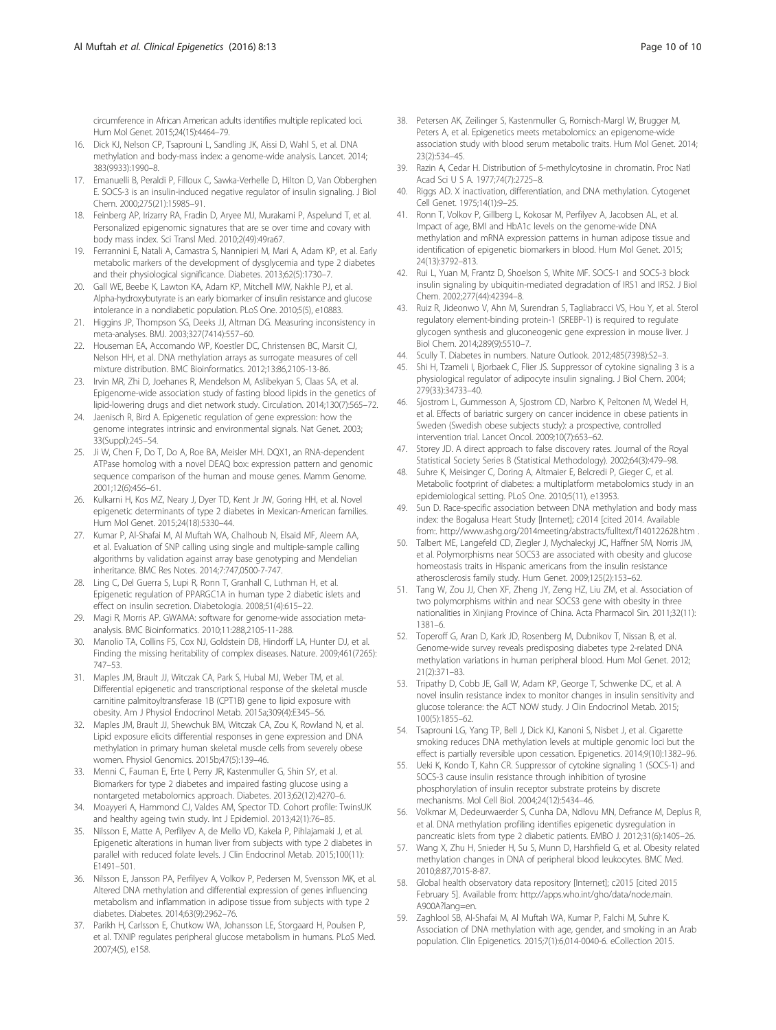circumference in African American adults identifies multiple replicated loci. Hum Mol Genet. 2015;24(15):4464–79.

16. Dick KJ, Nelson CP, Tsaprouni L, Sandling JK, Aissi D, Wahl S, et al. DNA methylation and body-mass index: a genome-wide analysis. Lancet. 2014; 383(9933):1990–8.
17. Emanuelli B, Peraldi P, Filloux C, Sawka-Verhelle D, Hilton D, Van Obberghen E. SOCS-3 is an insulin-induced negative regulator of insulin signaling. J Biol Chem. 2000;275(21):15985–91.
18. Feinberg AP, Irizarry RA, Fradin D, Aryee MJ, Murakami P, Aspelund T, et al. Personalized epigenomic signatures that are se over time and covary with body mass index. Sci Transl Med. 2010;2(49):49ra67.
19. Ferrannini E, Natali A, Camastra S, Nannipieri M, Mari A, Adam KP, et al. Early metabolic markers of the development of dysglycemia and type 2 diabetes and their physiological significance. Diabetes. 2013;62(5):1730–7.
20. Gall WE, Beebe K, Lawton KA, Adam KP, Mitchell MW, Nakhle PJ, et al. Alpha-hydroxybutyrate is an early biomarker of insulin resistance and glucose intolerance in a nondiabetic population. PLoS One. 2010;5(5), e10883.
21. Higgins JP, Thompson SG, Deeks JJ, Altman DG. Measuring inconsistency in meta-analyses. BMJ. 2003;327(7414):557–60.
22. Houseman EA, Accomando WP, Koestler DC, Christensen BC, Marsit CJ, Nelson HH, et al. DNA methylation arrays as surrogate measures of cell mixture distribution. BMC Bioinformatics. 2012;13:86,2105-13-86.
23. Irvin MR, Zhi D, Joehanes R, Mendelson M, Aslibekyan S, Claas SA, et al. Epigenome-wide association study of fasting blood lipids in the genetics of lipid-lowering drugs and diet network study. Circulation. 2014;130(7):565–72.
24. Jaenisch R, Bird A. Epigenetic regulation of gene expression: how the genome integrates intrinsic and environmental signals. Nat Genet. 2003; 33(Suppl):245–54.
25. Ji W, Chen F, Do T, Do A, Roe BA, Meisler MH. DQX1, an RNA-dependent ATPase homolog with a novel DEAQ box: expression pattern and genomic sequence comparison of the human and mouse genes. Mamm Genome. 2001;12(6):456–61.
26. Kulkarni H, Kos MZ, Neary J, Dyer TD, Kent Jr JW, Goring HH, et al. Novel epigenetic determinants of type 2 diabetes in Mexican-American families. Hum Mol Genet. 2015;24(18):5330–44.
27. Kumar P, Al-Shafai M, Al Muftah WA, Chalhoub N, Elsaid MF, Aleem AA, et al. Evaluation of SNP calling using single and multiple-sample calling algorithms by validation against array base genotyping and Mendelian inheritance. BMC Res Notes. 2014;7:747,0500-7-747.
28. Ling C, Del Guerra S, Lupi R, Ronn T, Granhall C, Luthman H, et al. Epigenetic regulation of PPARGC1A in human type 2 diabetic islets and effect on insulin secretion. Diabetologia. 2008;51(4):615–22.
29. Magi R, Morris AP. GWAMA: software for genome-wide association meta-analysis. BMC Bioinformatics. 2010;11:288,2105-11-288.
30. Manolio TA, Collins FS, Cox NJ, Goldstein DB, Hindorff LA, Hunter DJ, et al. Finding the missing heritability of complex diseases. Nature. 2009;461(7265): 747–53.
31. Maples JM, Brault JJ, Witczak CA, Park S, Hubal MJ, Weber TM, et al. Differential epigenetic and transcriptional response of the skeletal muscle carnitine palmitoyltransferase 1B (CPT1B) gene to lipid exposure with obesity. Am J Physiol Endocrinol Metab. 2015a;309(4):E345–56.
32. Maples JM, Brault JJ, Shewchuk BM, Witczak CA, Zou K, Rowland N, et al. Lipid exposure elicits differential responses in gene expression and DNA methylation in primary human skeletal muscle cells from severely obese women. Physiol Genomics. 2015b;47(5):139–46.
33. Menni C, Fauman E, Erte I, Perry JR, Kastenmuller G, Shin SY, et al. Biomarkers for type 2 diabetes and impaired fasting glucose using a nontargeted metabolomics approach. Diabetes. 2013;62(12):4270–6.
34. Moayyeri A, Hammond CJ, Valdes AM, Spector TD. Cohort profile: TwinsUK and healthy ageing twin study. Int J Epidemiol. 2013;42(1):76–85.
35. Nilsson E, Matte A, Perfilyev A, de Mello VD, Kakela P, Pihlajamaki J, et al. Epigenetic alterations in human liver from subjects with type 2 diabetes in parallel with reduced folate levels. J Clin Endocrinol Metab. 2015;100(11): E1491–501.
36. Nilsson E, Jansson PA, Perfilyev A, Volkov P, Pedersen M, Svensson MK, et al. Altered DNA methylation and differential expression of genes influencing metabolism and inflammation in adipose tissue from subjects with type 2 diabetes. Diabetes. 2014;63(9):2962–76.
37. Parikh H, Carlsson E, Chutkow WA, Johansson LE, Storgaard H, Poulsen P, et al. TXNIP regulates peripheral glucose metabolism in humans. PLoS Med. 2007;4(5), e158.
38. Petersen AK, Zeilinger S, Kastenmuller G, Romisch-Margl W, Brugger M, Peters A, et al. Epigenetics meets metabolomics: an epigenome-wide association study with blood serum metabolic traits. Hum Mol Genet. 2014; 23(2):534–45.
39. Razin A, Cedar H. Distribution of 5-methylcytosine in chromatin. Proc Natl Acad Sci U S A. 1977;74(7):2725–8.
40. Riggs AD. X inactivation, differentiation, and DNA methylation. Cytogenet Cell Genet. 1975;14(1):9–25.
41. Ronn T, Volkov P, Gillberg L, Kokosar M, Perfilyev A, Jacobsen AL, et al. Impact of age, BMI and HbA1c levels on the genome-wide DNA methylation and mRNA expression patterns in human adipose tissue and identification of epigenetic biomarkers in blood. Hum Mol Genet. 2015; 24(13):3792–813.
42. Rui L, Yuan M, Frantz D, Shoelson S, White MF. SOCS-1 and SOCS-3 block insulin signaling by ubiquitin-mediated degradation of IRS1 and IRS2. J Biol Chem. 2002;277(44):42394–8.
43. Ruiz R, Jideonwo V, Ahn M, Surendran S, Tagliabracci VS, Hou Y, et al. Sterol regulatory element-binding protein-1 (SREBP-1) is required to regulate glycogen synthesis and gluconeogenic gene expression in mouse liver. J Biol Chem. 2014;289(9):5510–7.
44. Scully T. Diabetes in numbers. Nature Outlook. 2012;485(7398):S2–3.
45. Shi H, Tzameli I, Bjorbaek C, Flier JS. Suppressor of cytokine signaling 3 is a physiological regulator of adipocyte insulin signaling. J Biol Chem. 2004; 279(33):34733–40.
46. Sjostrom L, Gummesson A, Sjostrom CD, Narbro K, Peltonen M, Wedel H, et al. Effects of bariatric surgery on cancer incidence in obese patients in Sweden (Swedish obese subjects study): a prospective, controlled intervention trial. Lancet Oncol. 2009;10(7):653–62.
47. Storey JD. A direct approach to false discovery rates. Journal of the Royal Statistical Society Series B (Statistical Methodology). 2002;64(3):479–98.
48. Suhre K, Meisinger C, Doring A, Altmaier E, Belcredi P, Gieger C, et al. Metabolic footprint of diabetes: a multiplatform metabolomics study in an epidemiological setting. PLoS One. 2010;5(11), e13953.
49. Sun D. Race-specific association between DNA methylation and body mass index: the Bogalusa Heart Study [Internet]; c2014 [cited 2014. Available from:. http://www.ashg.org/2014meeting/abstracts/fulltext/f140122628.htm .
50. Talbert ME, Langefeld CD, Ziegler J, Mychaleckyj JC, Haffner SM, Norris JM, et al. Polymorphisms near SOCS3 are associated with obesity and glucose homeostasis traits in Hispanic americans from the insulin resistance atherosclerosis family study. Hum Genet. 2009;125(2):153–62.
51. Tang W, Zou JJ, Chen XF, Zheng JY, Zeng HZ, Liu ZM, et al. Association of two polymorphisms within and near SOCS3 gene with obesity in three nationalities in Xinjiang Province of China. Acta Pharmacol Sin. 2011;32(11): 1381–6.
52. Toperoff G, Aran D, Kark JD, Rosenberg M, Dubnikov T, Nissan B, et al. Genome-wide survey reveals predisposing diabetes type 2-related DNA methylation variations in human peripheral blood. Hum Mol Genet. 2012; 21(2):371–83.
53. Tripathy D, Cobb JE, Gall W, Adam KP, George T, Schwenke DC, et al. A novel insulin resistance index to monitor changes in insulin sensitivity and glucose tolerance: the ACT NOW study. J Clin Endocrinol Metab. 2015; 100(5):1855–62.
54. Tsaprouni LG, Yang TP, Bell J, Dick KJ, Kanoni S, Nisbet J, et al. Cigarette smoking reduces DNA methylation levels at multiple genomic loci but the effect is partially reversible upon cessation. Epigenetics. 2014;9(10):1382–96.
55. Ueki K, Kondo T, Kahn CR. Suppressor of cytokine signaling 1 (SOCS-1) and SOCS-3 cause insulin resistance through inhibition of tyrosine phosphorylation of insulin receptor substrate proteins by discrete mechanisms. Mol Cell Biol. 2004;24(12):5434–46.
56. Volkmar M, Dedeurwaerder S, Cunha DA, Ndlovu MN, Defrance M, Deplus R, et al. DNA methylation profiling identifies epigenetic dysregulation in pancreatic islets from type 2 diabetic patients. EMBO J. 2012;31(6):1405–26.
57. Wang X, Zhu H, Snieder H, Su S, Munn D, Harshfield G, et al. Obesity related methylation changes in DNA of peripheral blood leukocytes. BMC Med. 2010;8:87,7015-8-87.
58. Global health observatory data repository [Internet]; c2015 [cited 2015 February 5]. Available from: http://apps.who.int/gho/data/node.main. A900A?lang=en.
59. Zaghlool SB, Al-Shafai M, Al Muftah WA, Kumar P, Falchi M, Suhre K. Association of DNA methylation with age, gender, and smoking in an Arab population. Clin Epigenetics. 2015;7(1):6,014-0040-6. eCollection 2015.